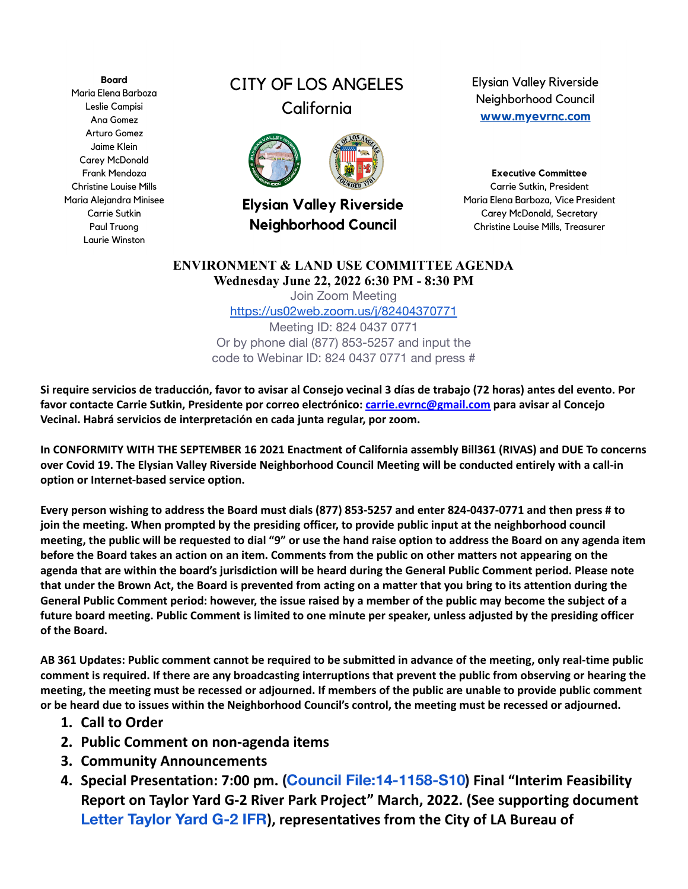**Board**
Maria Elena Barboza
Leslie Campisi
Ana Gomez
Arturo Gomez
Jaime Klein
Carey McDonald
Frank Mendoza
Christine Louise Mills
Maria Alejandra Minisee
Carrie Sutkin
Paul Truong
Laurie Winston

# CITY OF LOS ANGELES
## California

## Elysian Valley Riverside Neighborhood Council

Elysian Valley Riverside
Neighborhood Council
[www.myevrnc.com](http://www.myevrnc.com)

**Executive Committee**
Carrie Sutkin, President
Maria Elena Barboza, Vice President
Carey McDonald, Secretary
Christine Louise Mills, Treasurer

**ENVIRONMENT & LAND USE COMMITTEE AGENDA**
**Wednesday June 22, 2022 6:30 PM - 8:30 PM**
Join Zoom Meeting
[https://us02web.zoom.us/j/82404370771](https://us02web.zoom.us/j/82404370771)
Meeting ID: 824 0437 0771
Or by phone dial (877) 853-5257 and input the code to Webinar ID: 824 0437 0771 and press #

**Si require servicios de traducción, favor to avisar al Consejo vecinal 3 días de trabajo (72 horas) antes del evento. Por favor contacte Carrie Sutkin, Presidente por correo electrónico: [carrie.evrnc@gmail.com](mailto:carrie.evrnc@gmail.com) para avisar al Concejo Vecinal. Habrá servicios de interpretación en cada junta regular, por zoom.**

**In CONFORMITY WITH THE SEPTEMBER 16 2021 Enactment of California assembly Bill361 (RIVAS) and DUE To concerns over Covid 19. The Elysian Valley Riverside Neighborhood Council Meeting will be conducted entirely with a call-in option or Internet-based service option.**

**Every person wishing to address the Board must dials (877) 853-5257 and enter 824-0437-0771 and then press # to join the meeting. When prompted by the presiding officer, to provide public input at the neighborhood council meeting, the public will be requested to dial "9" or use the hand raise option to address the Board on any agenda item before the Board takes an action on an item. Comments from the public on other matters not appearing on the agenda that are within the board's jurisdiction will be heard during the General Public Comment period. Please note that under the Brown Act, the Board is prevented from acting on a matter that you bring to its attention during the General Public Comment period: however, the issue raised by a member of the public may become the subject of a future board meeting. Public Comment is limited to one minute per speaker, unless adjusted by the presiding officer of the Board.**

**AB 361 Updates: Public comment cannot be required to be submitted in advance of the meeting, only real-time public comment is required. If there are any broadcasting interruptions that prevent the public from observing or hearing the meeting, the meeting must be recessed or adjourned. If members of the public are unable to provide public comment or be heard due to issues within the Neighborhood Council's control, the meeting must be recessed or adjourned.**

1. **Call to Order**
2. **Public Comment on non-agenda items**
3. **Community Announcements**
4. **Special Presentation: 7:00 pm. (Council File:14-1158-S10) Final "Interim Feasibility Report on Taylor Yard G-2 River Park Project" March, 2022. (See supporting document Letter Taylor Yard G-2 IFR), representatives from the City of LA Bureau of**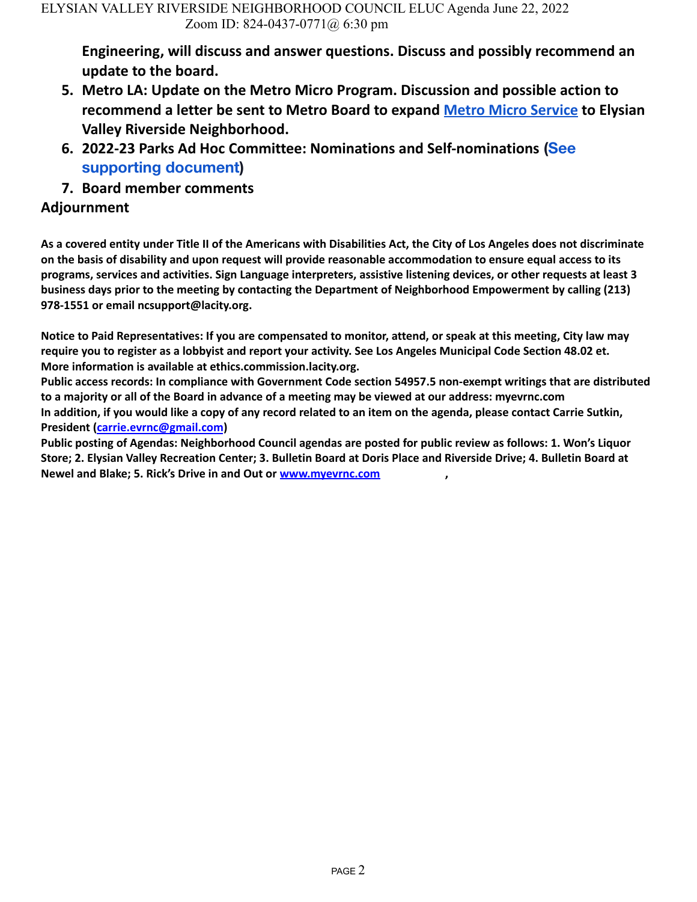**Engineering, will discuss and answer questions. Discuss and possibly recommend an update to the board.**

5. **Metro LA: Update on the Metro Micro Program. Discussion and possible action to recommend a letter be sent to Metro Board to expand Metro Micro Service to Elysian Valley Riverside Neighborhood.**
6. **2022-23 Parks Ad Hoc Committee: Nominations and Self-nominations (See supporting document)**
7. **Board member comments**

**Adjournment**

**As a covered entity under Title II of the Americans with Disabilities Act, the City of Los Angeles does not discriminate on the basis of disability and upon request will provide reasonable accommodation to ensure equal access to its programs, services and activities. Sign Language interpreters, assistive listening devices, or other requests at least 3 business days prior to the meeting by contacting the Department of Neighborhood Empowerment by calling (213) 978-1551 or email ncsupport@lacity.org.**

**Notice to Paid Representatives: If you are compensated to monitor, attend, or speak at this meeting, City law may require you to register as a lobbyist and report your activity. See Los Angeles Municipal Code Section 48.02 et. More information is available at ethics.commission.lacity.org.**
**Public access records: In compliance with Government Code section 54957.5 non-exempt writings that are distributed to a majority or all of the Board in advance of a meeting may be viewed at our address: myevrnc.com**
**In addition, if you would like a copy of any record related to an item on the agenda, please contact Carrie Sutkin, President (carrie.evrnc@gmail.com)**
**Public posting of Agendas: Neighborhood Council agendas are posted for public review as follows: 1. Won's Liquor Store; 2. Elysian Valley Recreation Center; 3. Bulletin Board at Doris Place and Riverside Drive; 4. Bulletin Board at Newel and Blake; 5. Rick's Drive in and Out or www.myevrnc.com ,**